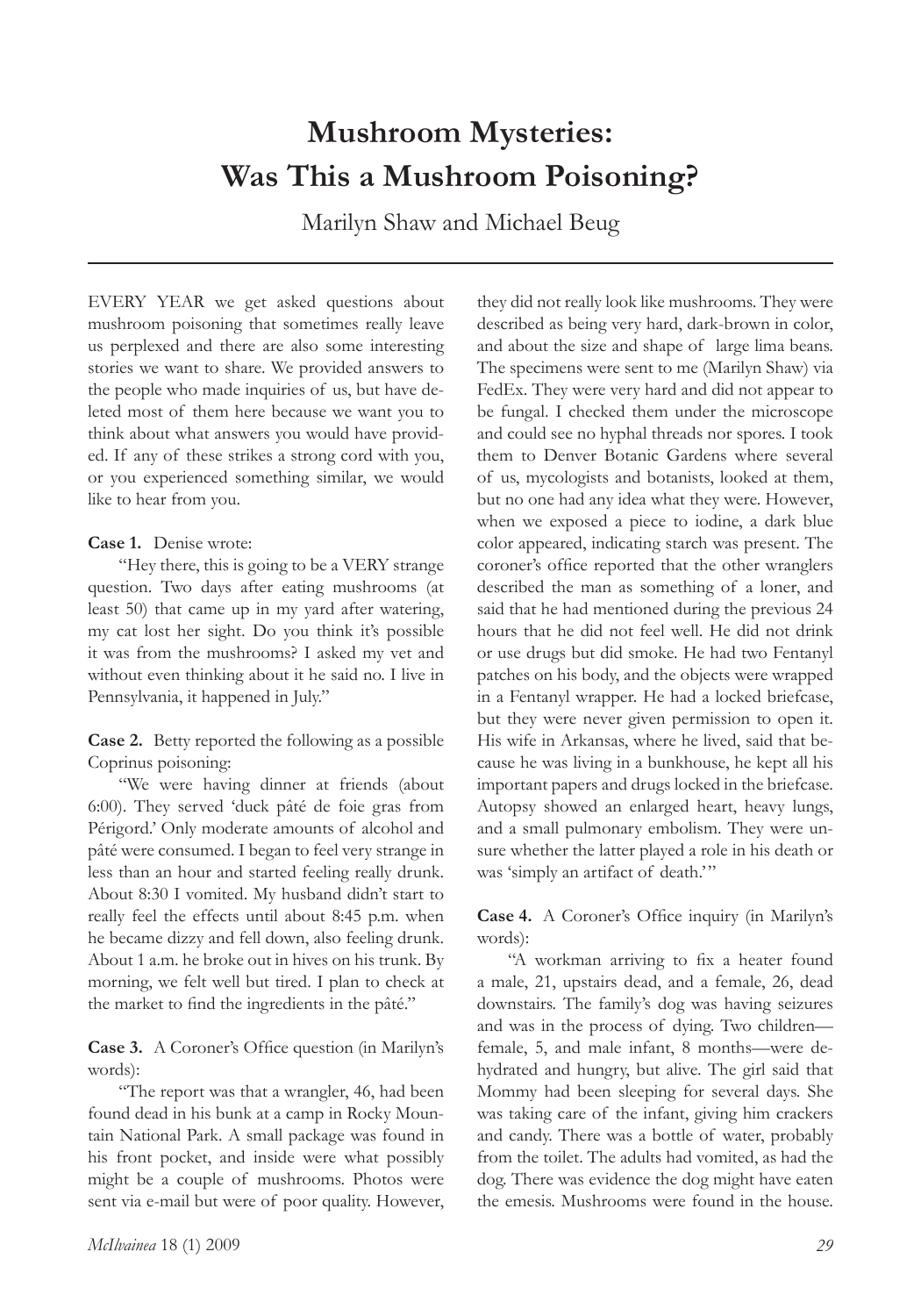# Mushroom Mysteries: Was This a Mushroom Poisoning?

Marilyn Shaw and Michael Beug

---

EVERY YEAR we get asked questions about mushroom poisoning that sometimes really leave us perplexed and there are also some interesting stories we want to share. We provided answers to the people who made inquiries of us, but have deleted most of them here because we want you to think about what answers you would have provided. If any of these strikes a strong cord with you, or you experienced something similar, we would like to hear from you.

**Case 1.** Denise wrote:

"Hey there, this is going to be a VERY strange question. Two days after eating mushrooms (at least 50) that came up in my yard after watering, my cat lost her sight. Do you think it's possible it was from the mushrooms? I asked my vet and without even thinking about it he said no. I live in Pennsylvania, it happened in July."

**Case 2.** Betty reported the following as a possible Coprinus poisoning:

"We were having dinner at friends (about 6:00). They served 'duck pâté de foie gras from Périgord.' Only moderate amounts of alcohol and pâté were consumed. I began to feel very strange in less than an hour and started feeling really drunk. About 8:30 I vomited. My husband didn't start to really feel the effects until about 8:45 p.m. when he became dizzy and fell down, also feeling drunk. About 1 a.m. he broke out in hives on his trunk. By morning, we felt well but tired. I plan to check at the market to find the ingredients in the pâté."

**Case 3.** A Coroner's Office question (in Marilyn's words):

"The report was that a wrangler, 46, had been found dead in his bunk at a camp in Rocky Mountain National Park. A small package was found in his front pocket, and inside were what possibly might be a couple of mushrooms. Photos were sent via e-mail but were of poor quality. However, they did not really look like mushrooms. They were described as being very hard, dark-brown in color, and about the size and shape of large lima beans. The specimens were sent to me (Marilyn Shaw) via FedEx. They were very hard and did not appear to be fungal. I checked them under the microscope and could see no hyphal threads nor spores. I took them to Denver Botanic Gardens where several of us, mycologists and botanists, looked at them, but no one had any idea what they were. However, when we exposed a piece to iodine, a dark blue color appeared, indicating starch was present. The coroner's office reported that the other wranglers described the man as something of a loner, and said that he had mentioned during the previous 24 hours that he did not feel well. He did not drink or use drugs but did smoke. He had two Fentanyl patches on his body, and the objects were wrapped in a Fentanyl wrapper. He had a locked briefcase, but they were never given permission to open it. His wife in Arkansas, where he lived, said that because he was living in a bunkhouse, he kept all his important papers and drugs locked in the briefcase. Autopsy showed an enlarged heart, heavy lungs, and a small pulmonary embolism. They were unsure whether the latter played a role in his death or was 'simply an artifact of death.'"

**Case 4.** A Coroner's Office inquiry (in Marilyn's words):

"A workman arriving to fix a heater found a male, 21, upstairs dead, and a female, 26, dead downstairs. The family's dog was having seizures and was in the process of dying. Two children—female, 5, and male infant, 8 months—were dehydrated and hungry, but alive. The girl said that Mommy had been sleeping for several days. She was taking care of the infant, giving him crackers and candy. There was a bottle of water, probably from the toilet. The adults had vomited, as had the dog. There was evidence the dog might have eaten the emesis. Mushrooms were found in the house.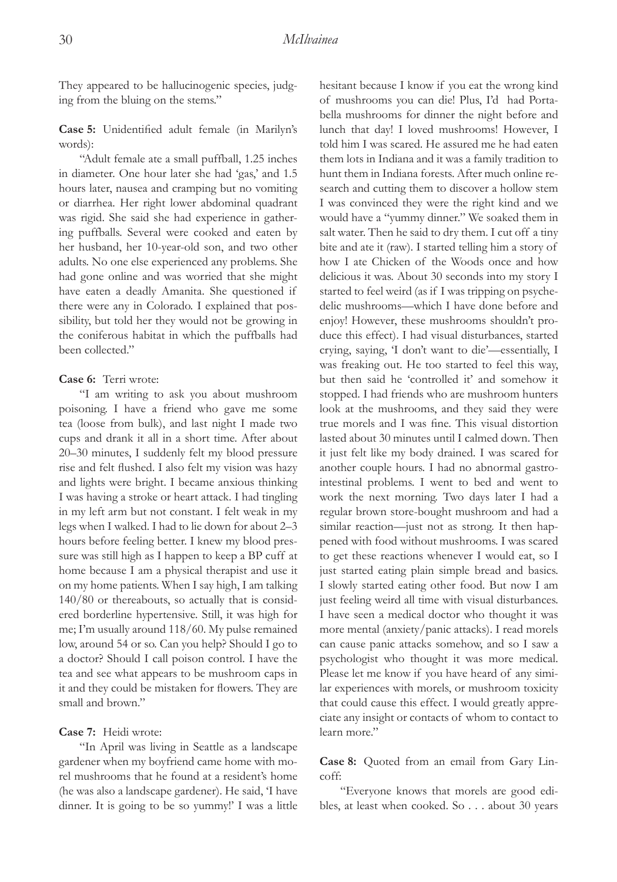They appeared to be hallucinogenic species, judging from the bluing on the stems."

**Case 5:** Unidentified adult female (in Marilyn's words):

"Adult female ate a small puffball, 1.25 inches in diameter. One hour later she had 'gas,' and 1.5 hours later, nausea and cramping but no vomiting or diarrhea. Her right lower abdominal quadrant was rigid. She said she had experience in gathering puffballs. Several were cooked and eaten by her husband, her 10-year-old son, and two other adults. No one else experienced any problems. She had gone online and was worried that she might have eaten a deadly Amanita. She questioned if there were any in Colorado. I explained that possibility, but told her they would not be growing in the coniferous habitat in which the puffballs had been collected."

**Case 6:** Terri wrote:

"I am writing to ask you about mushroom poisoning. I have a friend who gave me some tea (loose from bulk), and last night I made two cups and drank it all in a short time. After about 20–30 minutes, I suddenly felt my blood pressure rise and felt flushed. I also felt my vision was hazy and lights were bright. I became anxious thinking I was having a stroke or heart attack. I had tingling in my left arm but not constant. I felt weak in my legs when I walked. I had to lie down for about 2–3 hours before feeling better. I knew my blood pressure was still high as I happen to keep a BP cuff at home because I am a physical therapist and use it on my home patients. When I say high, I am talking 140/80 or thereabouts, so actually that is considered borderline hypertensive. Still, it was high for me; I'm usually around 118/60. My pulse remained low, around 54 or so. Can you help? Should I go to a doctor? Should I call poison control. I have the tea and see what appears to be mushroom caps in it and they could be mistaken for flowers. They are small and brown."

**Case 7:** Heidi wrote:

"In April was living in Seattle as a landscape gardener when my boyfriend came home with morel mushrooms that he found at a resident's home (he was also a landscape gardener). He said, 'I have dinner. It is going to be so yummy!' I was a little hesitant because I know if you eat the wrong kind of mushrooms you can die! Plus, I'd had Portabella mushrooms for dinner the night before and lunch that day! I loved mushrooms! However, I told him I was scared. He assured me he had eaten them lots in Indiana and it was a family tradition to hunt them in Indiana forests. After much online research and cutting them to discover a hollow stem I was convinced they were the right kind and we would have a "yummy dinner." We soaked them in salt water. Then he said to dry them. I cut off a tiny bite and ate it (raw). I started telling him a story of how I ate Chicken of the Woods once and how delicious it was. About 30 seconds into my story I started to feel weird (as if I was tripping on psychedelic mushrooms—which I have done before and enjoy! However, these mushrooms shouldn't produce this effect). I had visual disturbances, started crying, saying, 'I don't want to die'—essentially, I was freaking out. He too started to feel this way, but then said he 'controlled it' and somehow it stopped. I had friends who are mushroom hunters look at the mushrooms, and they said they were true morels and I was fine. This visual distortion lasted about 30 minutes until I calmed down. Then it just felt like my body drained. I was scared for another couple hours. I had no abnormal gastrointestinal problems. I went to bed and went to work the next morning. Two days later I had a regular brown store-bought mushroom and had a similar reaction—just not as strong. It then happened with food without mushrooms. I was scared to get these reactions whenever I would eat, so I just started eating plain simple bread and basics. I slowly started eating other food. But now I am just feeling weird all time with visual disturbances. I have seen a medical doctor who thought it was more mental (anxiety/panic attacks). I read morels can cause panic attacks somehow, and so I saw a psychologist who thought it was more medical. Please let me know if you have heard of any similar experiences with morels, or mushroom toxicity that could cause this effect. I would greatly appreciate any insight or contacts of whom to contact to learn more."

**Case 8:** Quoted from an email from Gary Lincoff:

"Everyone knows that morels are good edibles, at least when cooked. So . . . about 30 years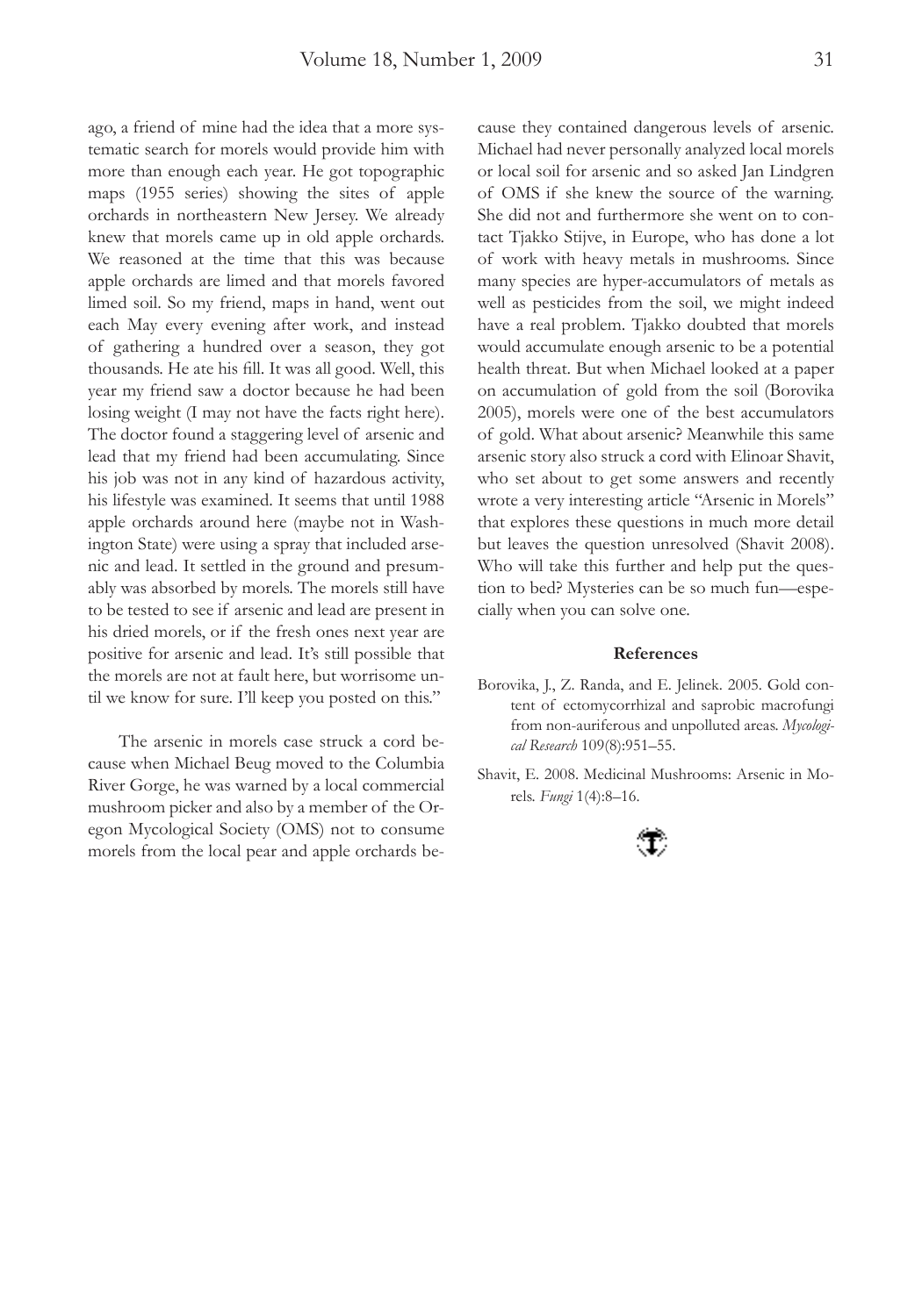ago, a friend of mine had the idea that a more systematic search for morels would provide him with more than enough each year. He got topographic maps (1955 series) showing the sites of apple orchards in northeastern New Jersey. We already knew that morels came up in old apple orchards. We reasoned at the time that this was because apple orchards are limed and that morels favored limed soil. So my friend, maps in hand, went out each May every evening after work, and instead of gathering a hundred over a season, they got thousands. He ate his fill. It was all good. Well, this year my friend saw a doctor because he had been losing weight (I may not have the facts right here). The doctor found a staggering level of arsenic and lead that my friend had been accumulating. Since his job was not in any kind of hazardous activity, his lifestyle was examined. It seems that until 1988 apple orchards around here (maybe not in Washington State) were using a spray that included arsenic and lead. It settled in the ground and presumably was absorbed by morels. The morels still have to be tested to see if arsenic and lead are present in his dried morels, or if the fresh ones next year are positive for arsenic and lead. It's still possible that the morels are not at fault here, but worrisome until we know for sure. I'll keep you posted on this."

The arsenic in morels case struck a cord because when Michael Beug moved to the Columbia River Gorge, he was warned by a local commercial mushroom picker and also by a member of the Oregon Mycological Society (OMS) not to consume morels from the local pear and apple orchards because they contained dangerous levels of arsenic. Michael had never personally analyzed local morels or local soil for arsenic and so asked Jan Lindgren of OMS if she knew the source of the warning. She did not and furthermore she went on to contact Tjakko Stijve, in Europe, who has done a lot of work with heavy metals in mushrooms. Since many species are hyper-accumulators of metals as well as pesticides from the soil, we might indeed have a real problem. Tjakko doubted that morels would accumulate enough arsenic to be a potential health threat. But when Michael looked at a paper on accumulation of gold from the soil (Borovika 2005), morels were one of the best accumulators of gold. What about arsenic? Meanwhile this same arsenic story also struck a cord with Elinoar Shavit, who set about to get some answers and recently wrote a very interesting article "Arsenic in Morels" that explores these questions in much more detail but leaves the question unresolved (Shavit 2008). Who will take this further and help put the question to bed? Mysteries can be so much fun—especially when you can solve one.

### References

Borovika, J., Z. Randa, and E. Jelinek. 2005. Gold content of ectomycorrhizal and saprobic macrofungi from non-auriferous and unpolluted areas. *Mycological Research* 109(8):951–55.

Shavit, E. 2008. Medicinal Mushrooms: Arsenic in Morels. *Fungi* 1(4):8–16.